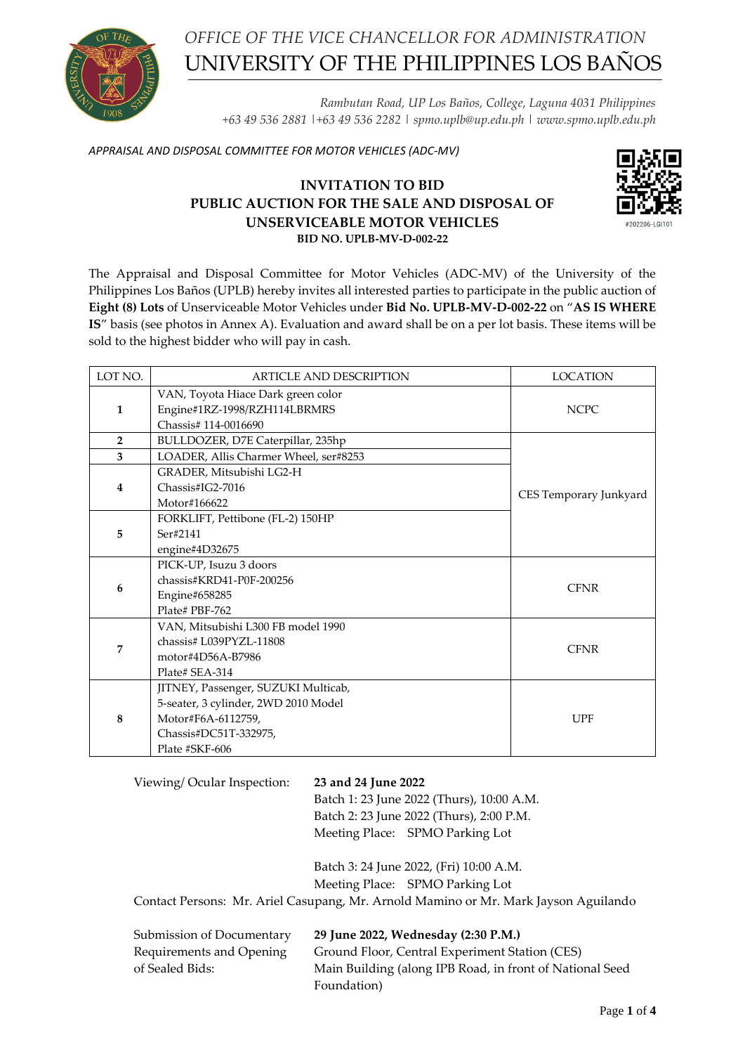*OFFICE OF THE VICE CHANCELLOR FOR ADMINISTRATION*

UNIVERSITY OF THE PHILIPPINES LOS BAÑOS

*Rambutan Road, UP Los Baños, College, Laguna 4031 Philippines*
*+63 49 536 2881 |+63 49 536 2282 | spmo.uplb@up.edu.ph | www.spmo.uplb.edu.ph*

*APPRAISAL AND DISPOSAL COMMITTEE FOR MOTOR VEHICLES (ADC-MV)*

#202206-LGI101

## INVITATION TO BID
## PUBLIC AUCTION FOR THE SALE AND DISPOSAL OF UNSERVICEABLE MOTOR VEHICLES
**BID NO. UPLB-MV-D-002-22**

The Appraisal and Disposal Committee for Motor Vehicles (ADC-MV) of the University of the Philippines Los Baños (UPLB) hereby invites all interested parties to participate in the public auction of **Eight (8) Lots** of Unserviceable Motor Vehicles under **Bid No. UPLB-MV-D-002-22** on "**AS IS WHERE IS**" basis (see photos in Annex A). Evaluation and award shall be on a per lot basis. These items will be sold to the highest bidder who will pay in cash.

| LOT NO. | ARTICLE AND DESCRIPTION | LOCATION |
|---|---|---|
| **1** | VAN, Toyota Hiace Dark green color<br>Engine#1RZ-1998/RZH114LBRMRS<br>Chassis# 114-0016690 | NCPC |
| **2** | BULLDOZER, D7E Caterpillar, 235hp | CES Temporary Junkyard |
| **3** | LOADER, Allis Charmer Wheel, ser#8253 | CES Temporary Junkyard |
| **4** | GRADER, Mitsubishi LG2-H<br>Chassis#IG2-7016<br>Motor#166622 | CES Temporary Junkyard |
| **5** | FORKLIFT, Pettibone (FL-2) 150HP<br>Ser#2141<br>engine#4D32675 | CES Temporary Junkyard |
| **6** | PICK-UP, Isuzu 3 doors<br>chassis#KRD41-P0F-200256<br>Engine#658285<br>Plate# PBF-762 | CFNR |
| **7** | VAN, Mitsubishi L300 FB model 1990<br>chassis# L039PYZL-11808<br>motor#4D56A-B7986<br>Plate# SEA-314 | CFNR |
| **8** | JITNEY, Passenger, SUZUKI Multicab,<br>5-seater, 3 cylinder, 2WD 2010 Model<br>Motor#F6A-6112759,<br>Chassis#DC51T-332975,<br>Plate #SKF-606 | UPF |

Viewing/ Ocular Inspection: **23 and 24 June 2022**
Batch 1: 23 June 2022 (Thurs), 10:00 A.M.
Batch 2: 23 June 2022 (Thurs), 2:00 P.M.
Meeting Place: SPMO Parking Lot

Batch 3: 24 June 2022, (Fri) 10:00 A.M.
Meeting Place: SPMO Parking Lot

Contact Persons: Mr. Ariel Casupang, Mr. Arnold Mamino or Mr. Mark Jayson Aguilando

Submission of Documentary Requirements and Opening of Sealed Bids: **29 June 2022, Wednesday (2:30 P.M.)**
Ground Floor, Central Experiment Station (CES) Main Building (along IPB Road, in front of National Seed Foundation)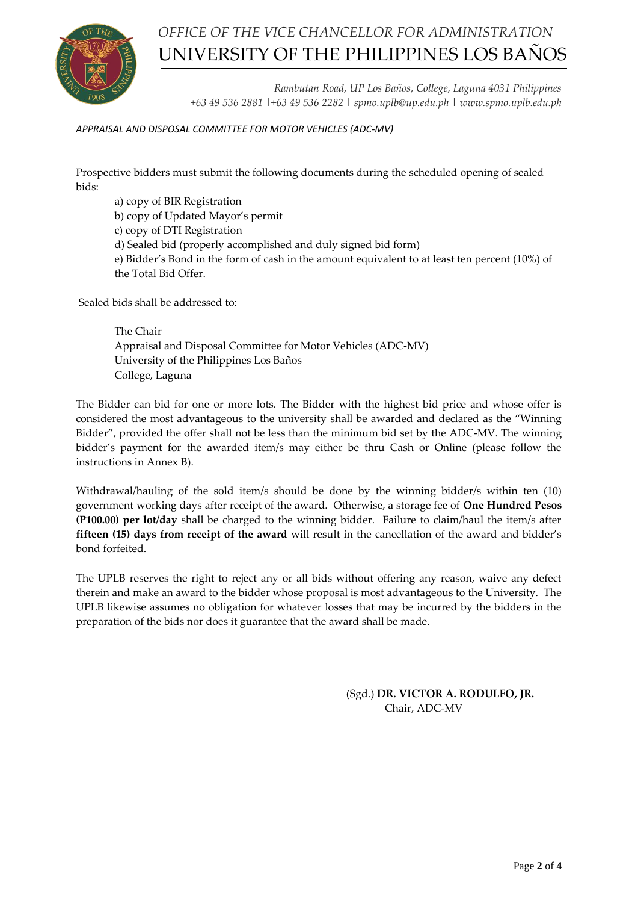*APPRAISAL AND DISPOSAL COMMITTEE FOR MOTOR VEHICLES (ADC-MV)*

Prospective bidders must submit the following documents during the scheduled opening of sealed bids:

a) copy of BIR Registration
b) copy of Updated Mayor's permit
c) copy of DTI Registration
d) Sealed bid (properly accomplished and duly signed bid form)
e) Bidder's Bond in the form of cash in the amount equivalent to at least ten percent (10%) of the Total Bid Offer.

Sealed bids shall be addressed to:

The Chair
Appraisal and Disposal Committee for Motor Vehicles (ADC-MV)
University of the Philippines Los Baños
College, Laguna

The Bidder can bid for one or more lots. The Bidder with the highest bid price and whose offer is considered the most advantageous to the university shall be awarded and declared as the "Winning Bidder", provided the offer shall not be less than the minimum bid set by the ADC-MV. The winning bidder's payment for the awarded item/s may either be thru Cash or Online (please follow the instructions in Annex B).

Withdrawal/hauling of the sold item/s should be done by the winning bidder/s within ten (10) government working days after receipt of the award. Otherwise, a storage fee of **One Hundred Pesos (P100.00) per lot/day** shall be charged to the winning bidder. Failure to claim/haul the item/s after **fifteen (15) days from receipt of the award** will result in the cancellation of the award and bidder's bond forfeited.

The UPLB reserves the right to reject any or all bids without offering any reason, waive any defect therein and make an award to the bidder whose proposal is most advantageous to the University. The UPLB likewise assumes no obligation for whatever losses that may be incurred by the bidders in the preparation of the bids nor does it guarantee that the award shall be made.

(Sgd.) **DR. VICTOR A. RODULFO, JR.**
Chair, ADC-MV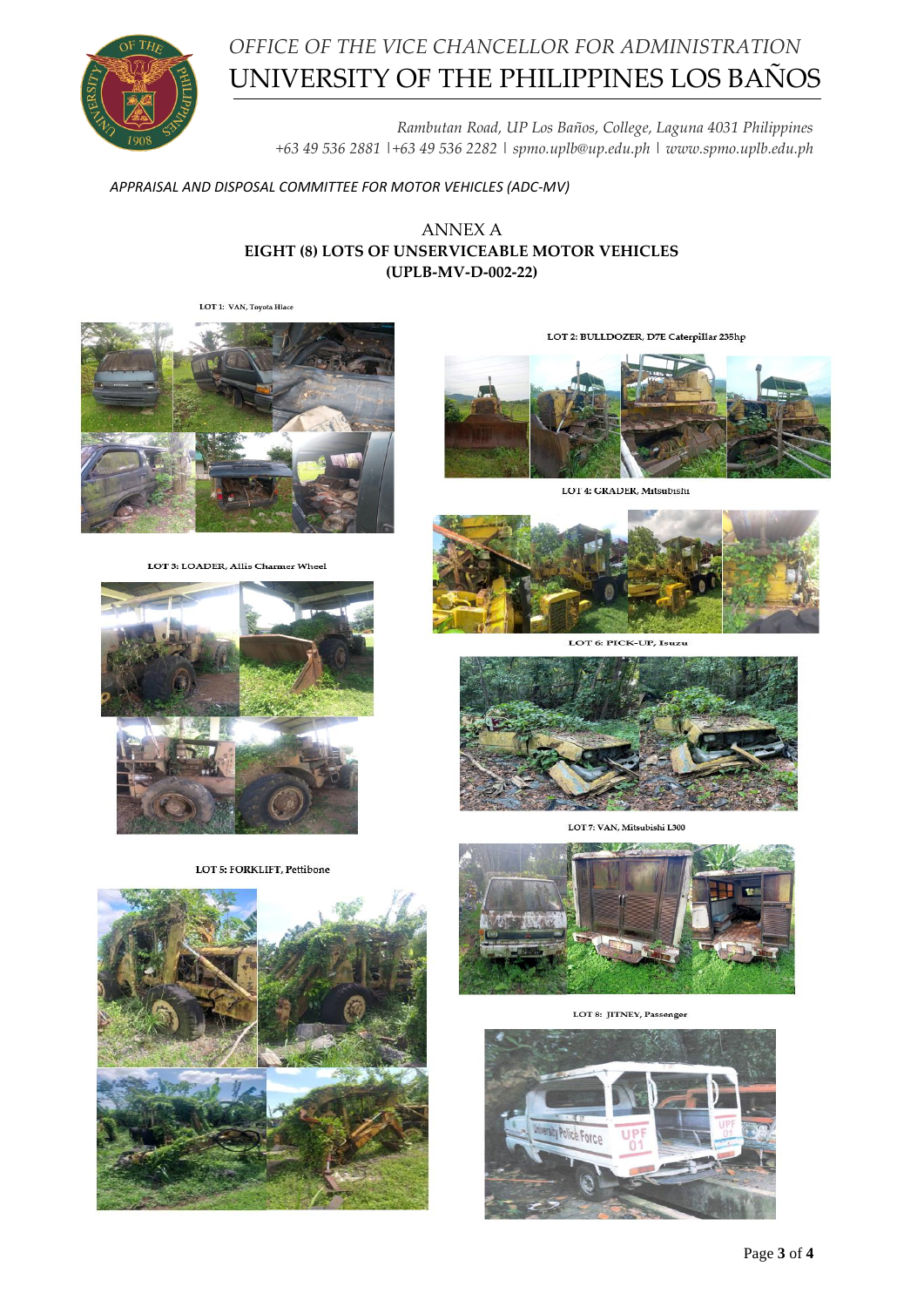*OFFICE OF THE VICE CHANCELLOR FOR ADMINISTRATION*

UNIVERSITY OF THE PHILIPPINES LOS BAÑOS

*Rambutan Road, UP Los Baños, College, Laguna 4031 Philippines*
*+63 49 536 2881 | +63 49 536 2282 | spmo.uplb@up.edu.ph | www.spmo.uplb.edu.ph*

*APPRAISAL AND DISPOSAL COMMITTEE FOR MOTOR VEHICLES (ADC-MV)*

ANNEX A

**EIGHT (8) LOTS OF UNSERVICEABLE MOTOR VEHICLES**

**(UPLB-MV-D-002-22)**

LOT 1: VAN, Toyota Hiace

LOT 2: BULLDOZER, D7E Caterpillar 235hp

LOT 3: LOADER, Allis Charmer Wheel

LOT 4: GRADER, Mitsubishi

LOT 5: FORKLIFT, Pettibone

LOT 6: PICK-UP, Isuzu

LOT 7: VAN, Mitsubishi L300

LOT 8: JITNEY, Passenger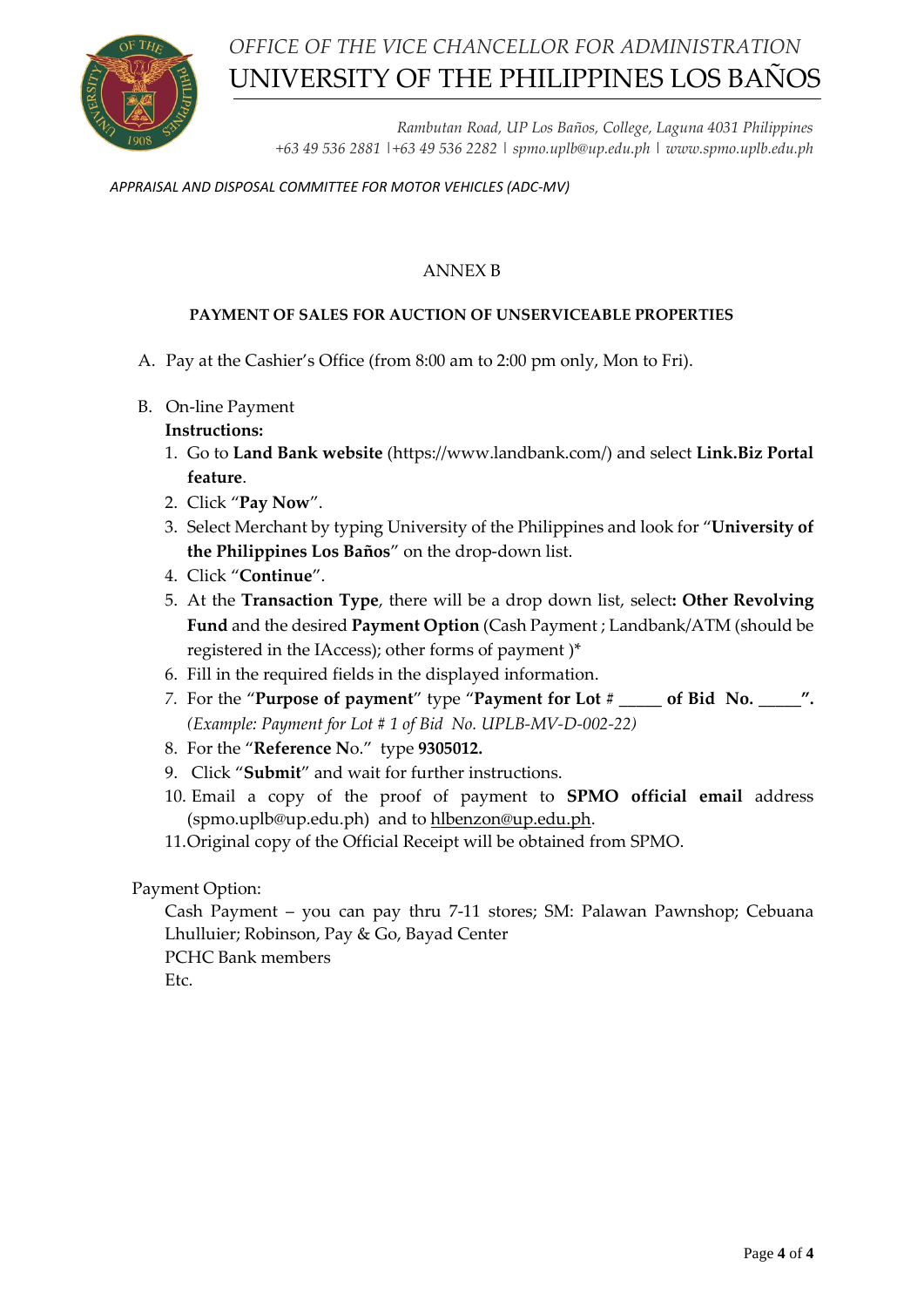OFFICE OF THE VICE CHANCELLOR FOR ADMINISTRATION

UNIVERSITY OF THE PHILIPPINES LOS BAÑOS

*Rambutan Road, UP Los Baños, College, Laguna 4031 Philippines*
*+63 49 536 2881 |+63 49 536 2282 | spmo.uplb@up.edu.ph | www.spmo.uplb.edu.ph*

*APPRAISAL AND DISPOSAL COMMITTEE FOR MOTOR VEHICLES (ADC-MV)*

ANNEX B

**PAYMENT OF SALES FOR AUCTION OF UNSERVICEABLE PROPERTIES**

A. Pay at the Cashier's Office (from 8:00 am to 2:00 pm only, Mon to Fri).

B. On-line Payment

**Instructions:**

1. Go to **Land Bank website** (https://www.landbank.com/) and select **Link.Biz Portal feature**.
2. Click "**Pay Now**".
3. Select Merchant by typing University of the Philippines and look for "**University of the Philippines Los Baños**" on the drop-down list.
4. Click "**Continue**".
5. At the **Transaction Type**, there will be a drop down list, select**: Other Revolving Fund** and the desired **Payment Option** (Cash Payment ; Landbank/ATM (should be registered in the IAccess); other forms of payment )*
6. Fill in the required fields in the displayed information.
7. For the "**Purpose of payment**" type "**Payment for Lot # _____ of Bid No. _____".**
   *(Example: Payment for Lot # 1 of Bid No. UPLB-MV-D-002-22)*
8. For the "**Reference N**o." type **9305012.**
9. Click "**Submit**" and wait for further instructions.
10. Email a copy of the proof of payment to **SPMO official email** address (spmo.uplb@up.edu.ph) and to hlbenzon@up.edu.ph.
11. Original copy of the Official Receipt will be obtained from SPMO.

Payment Option:

Cash Payment – you can pay thru 7-11 stores; SM: Palawan Pawnshop; Cebuana Lhulluier; Robinson, Pay & Go, Bayad Center

PCHC Bank members

Etc.